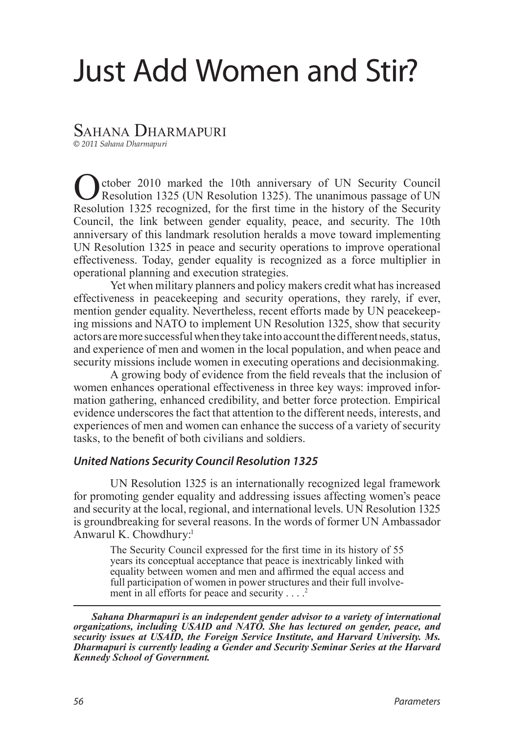# Just Add Women and Stir?

## Sahana Dharmapuri

*© 2011 Sahana Dharmapuri*

October 2010 marked the 10th anniversary of UN Security Council Resolution 1325 (UN Resolution 1325). The unanimous passage of UN Resolution 1325 recognized, for the first time in the history of the Security Council, the link between gender equality, peace, and security. The 10th anniversary of this landmark resolution heralds a move toward implementing UN Resolution 1325 in peace and security operations to improve operational effectiveness. Today, gender equality is recognized as a force multiplier in operational planning and execution strategies.

Yet when military planners and policy makers credit what has increased effectiveness in peacekeeping and security operations, they rarely, if ever, mention gender equality. Nevertheless, recent efforts made by UN peacekeeping missions and NATO to implement UN Resolution 1325, show that security actors are more successful when they take into account the different needs, status, and experience of men and women in the local population, and when peace and security missions include women in executing operations and decisionmaking.

A growing body of evidence from the field reveals that the inclusion of women enhances operational effectiveness in three key ways: improved information gathering, enhanced credibility, and better force protection. Empirical evidence underscores the fact that attention to the different needs, interests, and experiences of men and women can enhance the success of a variety of security tasks, to the benefit of both civilians and soldiers.

### *United Nations Security Council Resolution 1325*

UN Resolution 1325 is an internationally recognized legal framework for promoting gender equality and addressing issues affecting women's peace and security at the local, regional, and international levels. UN Resolution 1325 is groundbreaking for several reasons. In the words of former UN Ambassador Anwarul K. Chowdhury:[1]

> The Security Council expressed for the first time in its history of 55 years its conceptual acceptance that peace is inextricably linked with equality between women and men and affirmed the equal access and full participation of women in power structures and their full involvement in all efforts for peace and security . . . .[2]

---

***Sahana Dharmapuri is an independent gender advisor to a variety of international organizations, including USAID and NATO. She has lectured on gender, peace, and security issues at USAID, the Foreign Service Institute, and Harvard University. Ms. Dharmapuri is currently leading a Gender and Security Seminar Series at the Harvard Kennedy School of Government.***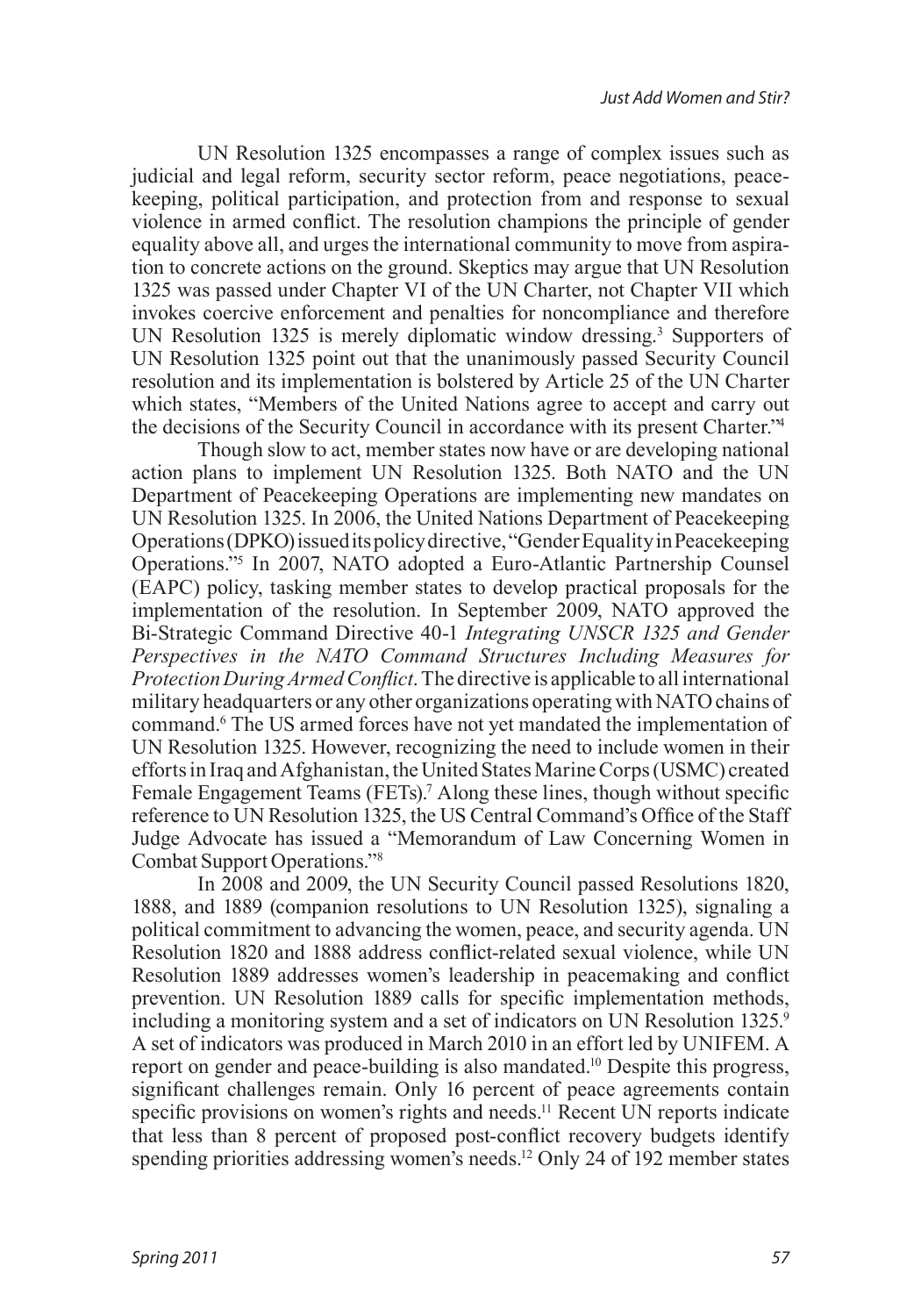UN Resolution 1325 encompasses a range of complex issues such as judicial and legal reform, security sector reform, peace negotiations, peacekeeping, political participation, and protection from and response to sexual violence in armed conflict. The resolution champions the principle of gender equality above all, and urges the international community to move from aspiration to concrete actions on the ground. Skeptics may argue that UN Resolution 1325 was passed under Chapter VI of the UN Charter, not Chapter VII which invokes coercive enforcement and penalties for noncompliance and therefore UN Resolution 1325 is merely diplomatic window dressing.[3] Supporters of UN Resolution 1325 point out that the unanimously passed Security Council resolution and its implementation is bolstered by Article 25 of the UN Charter which states, "Members of the United Nations agree to accept and carry out the decisions of the Security Council in accordance with its present Charter."[4]

Though slow to act, member states now have or are developing national action plans to implement UN Resolution 1325. Both NATO and the UN Department of Peacekeeping Operations are implementing new mandates on UN Resolution 1325. In 2006, the United Nations Department of Peacekeeping Operations (DPKO) issued its policy directive, "Gender Equality in Peacekeeping Operations."[5] In 2007, NATO adopted a Euro-Atlantic Partnership Counsel (EAPC) policy, tasking member states to develop practical proposals for the implementation of the resolution. In September 2009, NATO approved the Bi-Strategic Command Directive 40-1 *Integrating UNSCR 1325 and Gender Perspectives in the NATO Command Structures Including Measures for Protection During Armed Conflict*. The directive is applicable to all international military headquarters or any other organizations operating with NATO chains of command.[6] The US armed forces have not yet mandated the implementation of UN Resolution 1325. However, recognizing the need to include women in their efforts in Iraq and Afghanistan, the United States Marine Corps (USMC) created Female Engagement Teams (FETs).[7] Along these lines, though without specific reference to UN Resolution 1325, the US Central Command's Office of the Staff Judge Advocate has issued a "Memorandum of Law Concerning Women in Combat Support Operations."[8]

In 2008 and 2009, the UN Security Council passed Resolutions 1820, 1888, and 1889 (companion resolutions to UN Resolution 1325), signaling a political commitment to advancing the women, peace, and security agenda. UN Resolution 1820 and 1888 address conflict-related sexual violence, while UN Resolution 1889 addresses women's leadership in peacemaking and conflict prevention. UN Resolution 1889 calls for specific implementation methods, including a monitoring system and a set of indicators on UN Resolution 1325.[9] A set of indicators was produced in March 2010 in an effort led by UNIFEM. A report on gender and peace-building is also mandated.[10] Despite this progress, significant challenges remain. Only 16 percent of peace agreements contain specific provisions on women's rights and needs.[11] Recent UN reports indicate that less than 8 percent of proposed post-conflict recovery budgets identify spending priorities addressing women's needs.[12] Only 24 of 192 member states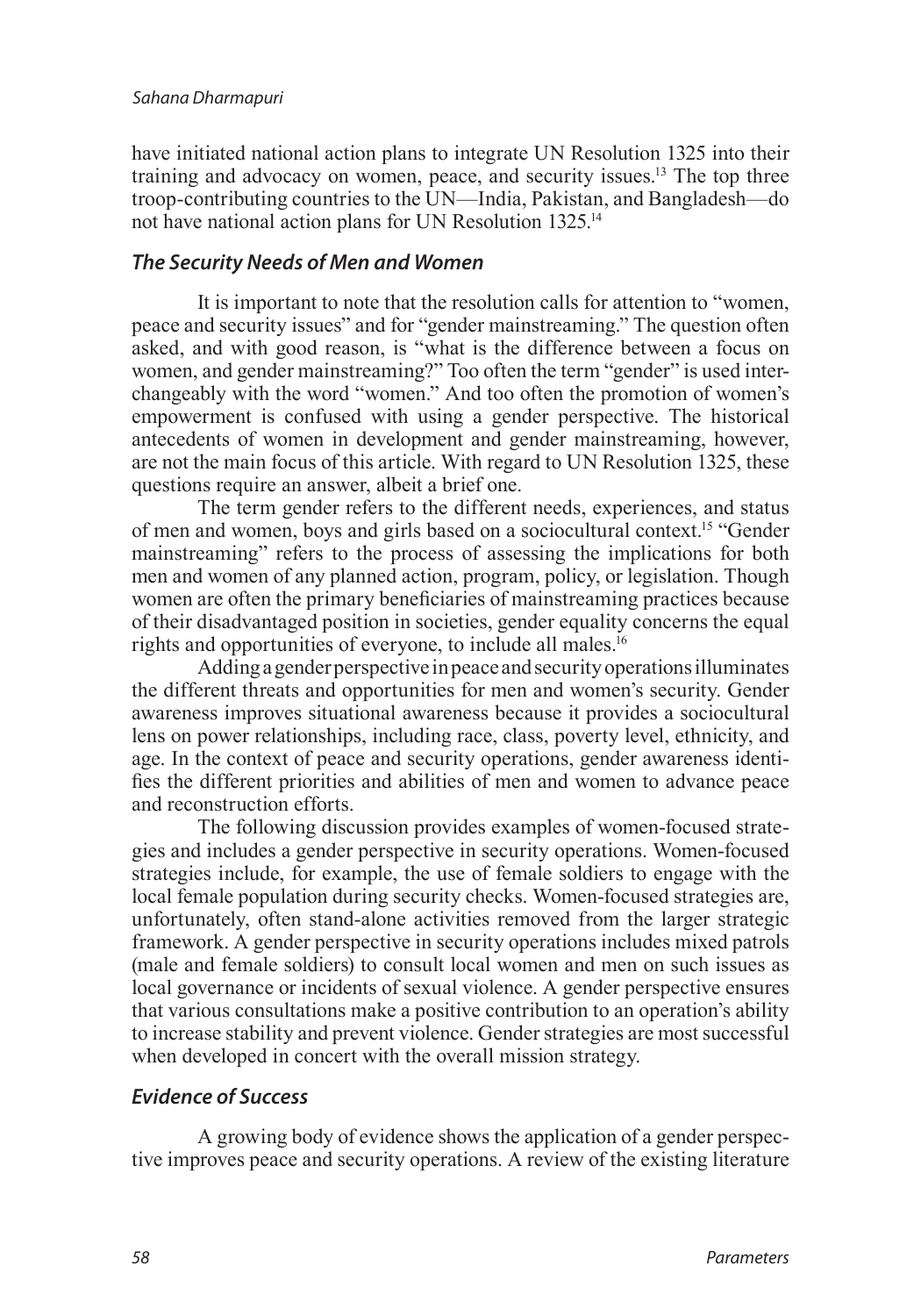have initiated national action plans to integrate UN Resolution 1325 into their training and advocacy on women, peace, and security issues.[13] The top three troop-contributing countries to the UN—India, Pakistan, and Bangladesh—do not have national action plans for UN Resolution 1325.[14]

### *The Security Needs of Men and Women*

It is important to note that the resolution calls for attention to "women, peace and security issues" and for "gender mainstreaming." The question often asked, and with good reason, is "what is the difference between a focus on women, and gender mainstreaming?" Too often the term "gender" is used interchangeably with the word "women." And too often the promotion of women's empowerment is confused with using a gender perspective. The historical antecedents of women in development and gender mainstreaming, however, are not the main focus of this article. With regard to UN Resolution 1325, these questions require an answer, albeit a brief one.

The term gender refers to the different needs, experiences, and status of men and women, boys and girls based on a sociocultural context.[15] "Gender mainstreaming" refers to the process of assessing the implications for both men and women of any planned action, program, policy, or legislation. Though women are often the primary beneficiaries of mainstreaming practices because of their disadvantaged position in societies, gender equality concerns the equal rights and opportunities of everyone, to include all males.[16]

Adding a gender perspective in peace and security operations illuminates the different threats and opportunities for men and women's security. Gender awareness improves situational awareness because it provides a sociocultural lens on power relationships, including race, class, poverty level, ethnicity, and age. In the context of peace and security operations, gender awareness identifies the different priorities and abilities of men and women to advance peace and reconstruction efforts.

The following discussion provides examples of women-focused strategies and includes a gender perspective in security operations. Women-focused strategies include, for example, the use of female soldiers to engage with the local female population during security checks. Women-focused strategies are, unfortunately, often stand-alone activities removed from the larger strategic framework. A gender perspective in security operations includes mixed patrols (male and female soldiers) to consult local women and men on such issues as local governance or incidents of sexual violence. A gender perspective ensures that various consultations make a positive contribution to an operation's ability to increase stability and prevent violence. Gender strategies are most successful when developed in concert with the overall mission strategy.

### *Evidence of Success*

A growing body of evidence shows the application of a gender perspective improves peace and security operations. A review of the existing literature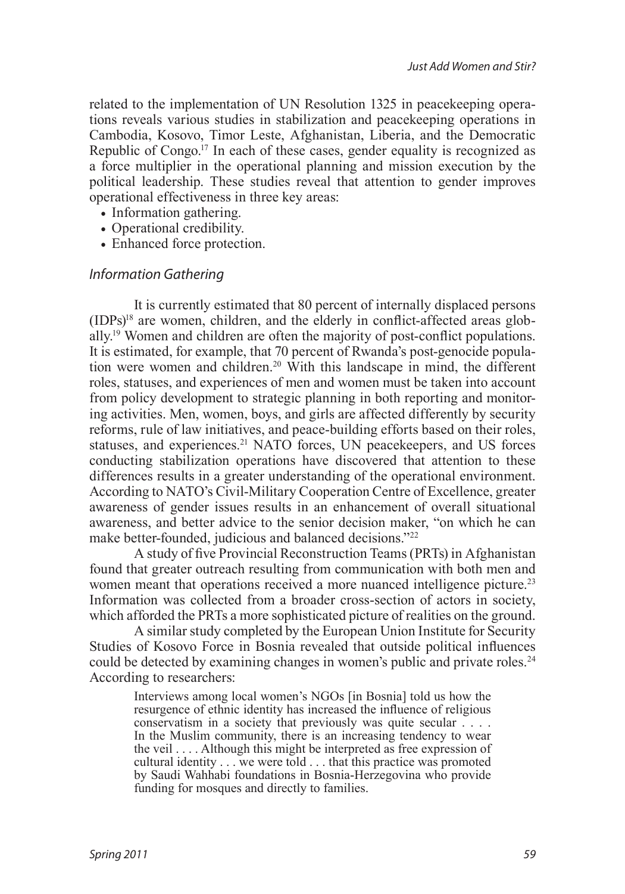related to the implementation of UN Resolution 1325 in peacekeeping operations reveals various studies in stabilization and peacekeeping operations in Cambodia, Kosovo, Timor Leste, Afghanistan, Liberia, and the Democratic Republic of Congo.[17] In each of these cases, gender equality is recognized as a force multiplier in the operational planning and mission execution by the political leadership. These studies reveal that attention to gender improves operational effectiveness in three key areas:

- Information gathering.
- Operational credibility.
- Enhanced force protection.

### *Information Gathering*

It is currently estimated that 80 percent of internally displaced persons (IDPs)[18] are women, children, and the elderly in conflict-affected areas globally.[19] Women and children are often the majority of post-conflict populations. It is estimated, for example, that 70 percent of Rwanda's post-genocide population were women and children.[20] With this landscape in mind, the different roles, statuses, and experiences of men and women must be taken into account from policy development to strategic planning in both reporting and monitoring activities. Men, women, boys, and girls are affected differently by security reforms, rule of law initiatives, and peace-building efforts based on their roles, statuses, and experiences.[21] NATO forces, UN peacekeepers, and US forces conducting stabilization operations have discovered that attention to these differences results in a greater understanding of the operational environment. According to NATO's Civil-Military Cooperation Centre of Excellence, greater awareness of gender issues results in an enhancement of overall situational awareness, and better advice to the senior decision maker, "on which he can make better-founded, judicious and balanced decisions."[22]

A study of five Provincial Reconstruction Teams (PRTs) in Afghanistan found that greater outreach resulting from communication with both men and women meant that operations received a more nuanced intelligence picture.[23] Information was collected from a broader cross-section of actors in society, which afforded the PRTs a more sophisticated picture of realities on the ground.

A similar study completed by the European Union Institute for Security Studies of Kosovo Force in Bosnia revealed that outside political influences could be detected by examining changes in women's public and private roles.[24] According to researchers:

> Interviews among local women's NGOs [in Bosnia] told us how the resurgence of ethnic identity has increased the influence of religious conservatism in a society that previously was quite secular . . . . In the Muslim community, there is an increasing tendency to wear the veil . . . . Although this might be interpreted as free expression of cultural identity . . . we were told . . . that this practice was promoted by Saudi Wahhabi foundations in Bosnia-Herzegovina who provide funding for mosques and directly to families.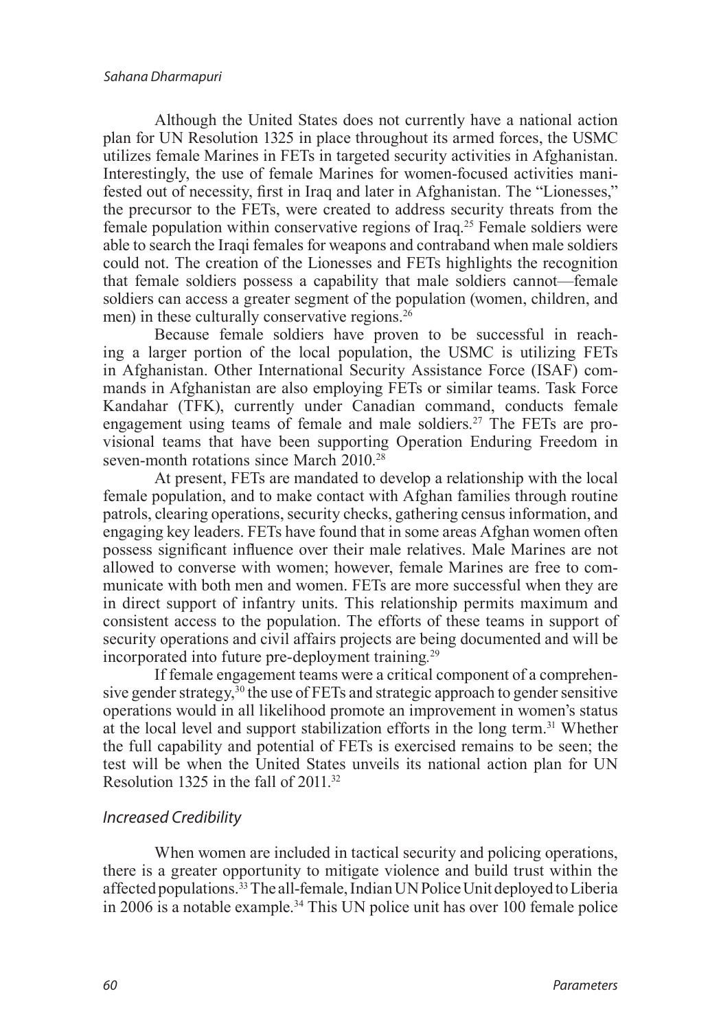Although the United States does not currently have a national action plan for UN Resolution 1325 in place throughout its armed forces, the USMC utilizes female Marines in FETs in targeted security activities in Afghanistan. Interestingly, the use of female Marines for women-focused activities manifested out of necessity, first in Iraq and later in Afghanistan. The "Lionesses," the precursor to the FETs, were created to address security threats from the female population within conservative regions of Iraq.[25] Female soldiers were able to search the Iraqi females for weapons and contraband when male soldiers could not. The creation of the Lionesses and FETs highlights the recognition that female soldiers possess a capability that male soldiers cannot—female soldiers can access a greater segment of the population (women, children, and men) in these culturally conservative regions.[26]

Because female soldiers have proven to be successful in reaching a larger portion of the local population, the USMC is utilizing FETs in Afghanistan. Other International Security Assistance Force (ISAF) commands in Afghanistan are also employing FETs or similar teams. Task Force Kandahar (TFK), currently under Canadian command, conducts female engagement using teams of female and male soldiers.[27] The FETs are provisional teams that have been supporting Operation Enduring Freedom in seven-month rotations since March 2010.[28]

At present, FETs are mandated to develop a relationship with the local female population, and to make contact with Afghan families through routine patrols, clearing operations, security checks, gathering census information, and engaging key leaders. FETs have found that in some areas Afghan women often possess significant influence over their male relatives. Male Marines are not allowed to converse with women; however, female Marines are free to communicate with both men and women. FETs are more successful when they are in direct support of infantry units. This relationship permits maximum and consistent access to the population. The efforts of these teams in support of security operations and civil affairs projects are being documented and will be incorporated into future pre-deployment training.[29]

If female engagement teams were a critical component of a comprehensive gender strategy,[30] the use of FETs and strategic approach to gender sensitive operations would in all likelihood promote an improvement in women's status at the local level and support stabilization efforts in the long term.[31] Whether the full capability and potential of FETs is exercised remains to be seen; the test will be when the United States unveils its national action plan for UN Resolution 1325 in the fall of 2011.[32]

### *Increased Credibility*

When women are included in tactical security and policing operations, there is a greater opportunity to mitigate violence and build trust within the affected populations.[33] The all-female, Indian UN Police Unit deployed to Liberia in 2006 is a notable example.[34] This UN police unit has over 100 female police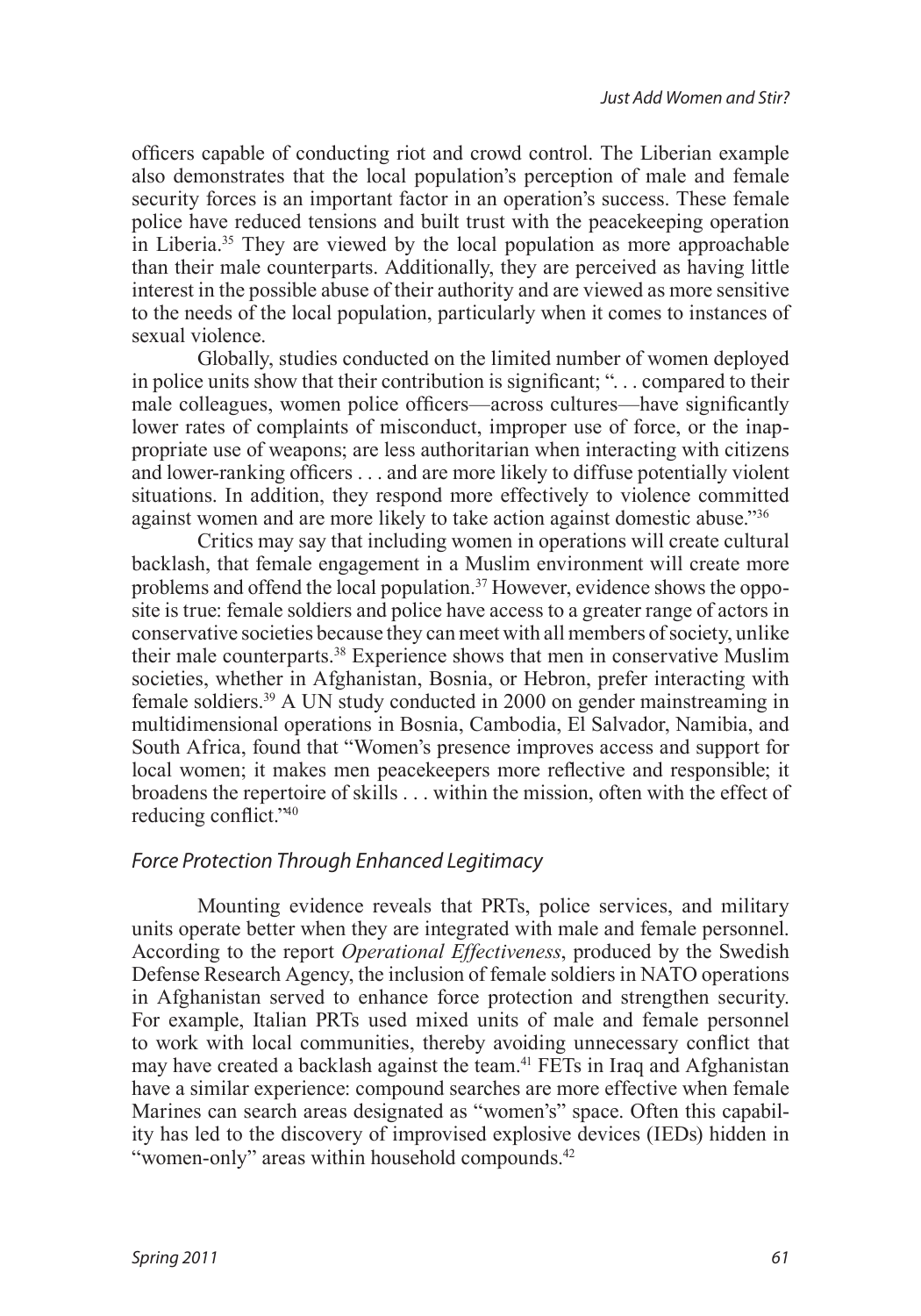officers capable of conducting riot and crowd control. The Liberian example also demonstrates that the local population's perception of male and female security forces is an important factor in an operation's success. These female police have reduced tensions and built trust with the peacekeeping operation in Liberia.[35] They are viewed by the local population as more approachable than their male counterparts. Additionally, they are perceived as having little interest in the possible abuse of their authority and are viewed as more sensitive to the needs of the local population, particularly when it comes to instances of sexual violence.

Globally, studies conducted on the limited number of women deployed in police units show that their contribution is significant; ". . . compared to their male colleagues, women police officers—across cultures—have significantly lower rates of complaints of misconduct, improper use of force, or the inappropriate use of weapons; are less authoritarian when interacting with citizens and lower-ranking officers . . . and are more likely to diffuse potentially violent situations. In addition, they respond more effectively to violence committed against women and are more likely to take action against domestic abuse."[36]

Critics may say that including women in operations will create cultural backlash, that female engagement in a Muslim environment will create more problems and offend the local population.[37] However, evidence shows the opposite is true: female soldiers and police have access to a greater range of actors in conservative societies because they can meet with all members of society, unlike their male counterparts.[38] Experience shows that men in conservative Muslim societies, whether in Afghanistan, Bosnia, or Hebron, prefer interacting with female soldiers.[39] A UN study conducted in 2000 on gender mainstreaming in multidimensional operations in Bosnia, Cambodia, El Salvador, Namibia, and South Africa, found that "Women's presence improves access and support for local women; it makes men peacekeepers more reflective and responsible; it broadens the repertoire of skills . . . within the mission, often with the effect of reducing conflict."[40]

### *Force Protection Through Enhanced Legitimacy*

Mounting evidence reveals that PRTs, police services, and military units operate better when they are integrated with male and female personnel. According to the report *Operational Effectiveness*, produced by the Swedish Defense Research Agency, the inclusion of female soldiers in NATO operations in Afghanistan served to enhance force protection and strengthen security. For example, Italian PRTs used mixed units of male and female personnel to work with local communities, thereby avoiding unnecessary conflict that may have created a backlash against the team.[41] FETs in Iraq and Afghanistan have a similar experience: compound searches are more effective when female Marines can search areas designated as "women's" space. Often this capability has led to the discovery of improvised explosive devices (IEDs) hidden in "women-only" areas within household compounds.[42]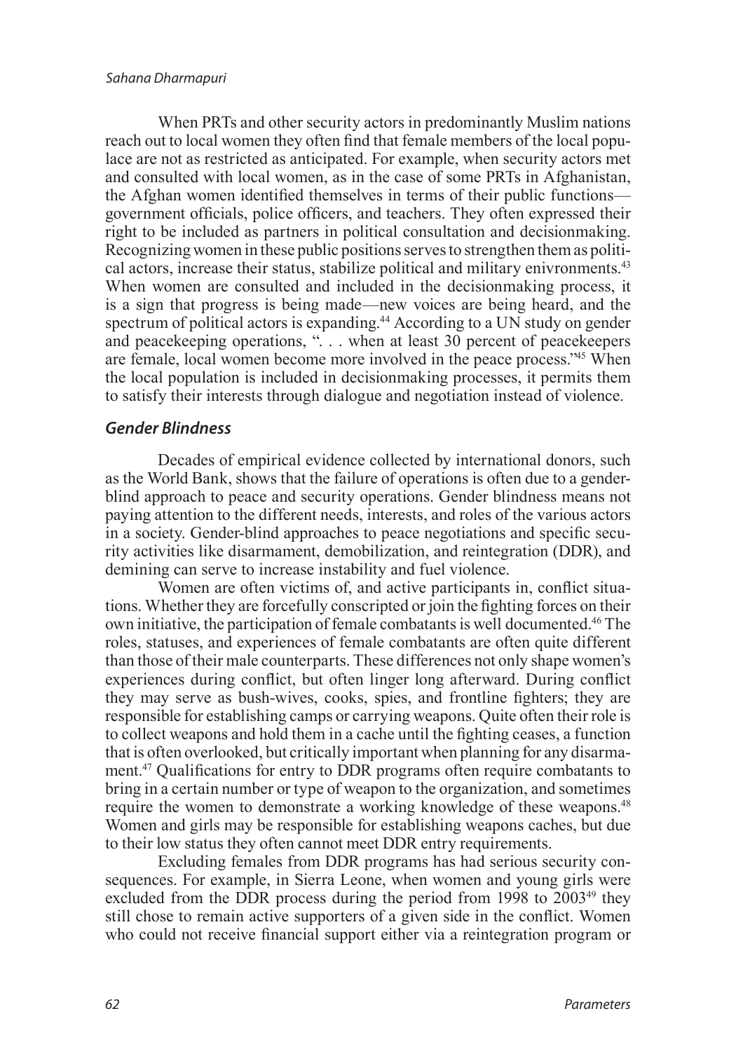When PRTs and other security actors in predominantly Muslim nations reach out to local women they often find that female members of the local populace are not as restricted as anticipated. For example, when security actors met and consulted with local women, as in the case of some PRTs in Afghanistan, the Afghan women identified themselves in terms of their public functions—government officials, police officers, and teachers. They often expressed their right to be included as partners in political consultation and decisionmaking. Recognizing women in these public positions serves to strengthen them as political actors, increase their status, stabilize political and military enivronments.[43] When women are consulted and included in the decisionmaking process, it is a sign that progress is being made—new voices are being heard, and the spectrum of political actors is expanding.[44] According to a UN study on gender and peacekeeping operations, ". . . when at least 30 percent of peacekeepers are female, local women become more involved in the peace process."[45] When the local population is included in decisionmaking processes, it permits them to satisfy their interests through dialogue and negotiation instead of violence.

### *Gender Blindness*

Decades of empirical evidence collected by international donors, such as the World Bank, shows that the failure of operations is often due to a gender-blind approach to peace and security operations. Gender blindness means not paying attention to the different needs, interests, and roles of the various actors in a society. Gender-blind approaches to peace negotiations and specific security activities like disarmament, demobilization, and reintegration (DDR), and demining can serve to increase instability and fuel violence.

Women are often victims of, and active participants in, conflict situations. Whether they are forcefully conscripted or join the fighting forces on their own initiative, the participation of female combatants is well documented.[46] The roles, statuses, and experiences of female combatants are often quite different than those of their male counterparts. These differences not only shape women's experiences during conflict, but often linger long afterward. During conflict they may serve as bush-wives, cooks, spies, and frontline fighters; they are responsible for establishing camps or carrying weapons. Quite often their role is to collect weapons and hold them in a cache until the fighting ceases, a function that is often overlooked, but critically important when planning for any disarmament.[47] Qualifications for entry to DDR programs often require combatants to bring in a certain number or type of weapon to the organization, and sometimes require the women to demonstrate a working knowledge of these weapons.[48] Women and girls may be responsible for establishing weapons caches, but due to their low status they often cannot meet DDR entry requirements.

Excluding females from DDR programs has had serious security consequences. For example, in Sierra Leone, when women and young girls were excluded from the DDR process during the period from 1998 to 2003[49] they still chose to remain active supporters of a given side in the conflict. Women who could not receive financial support either via a reintegration program or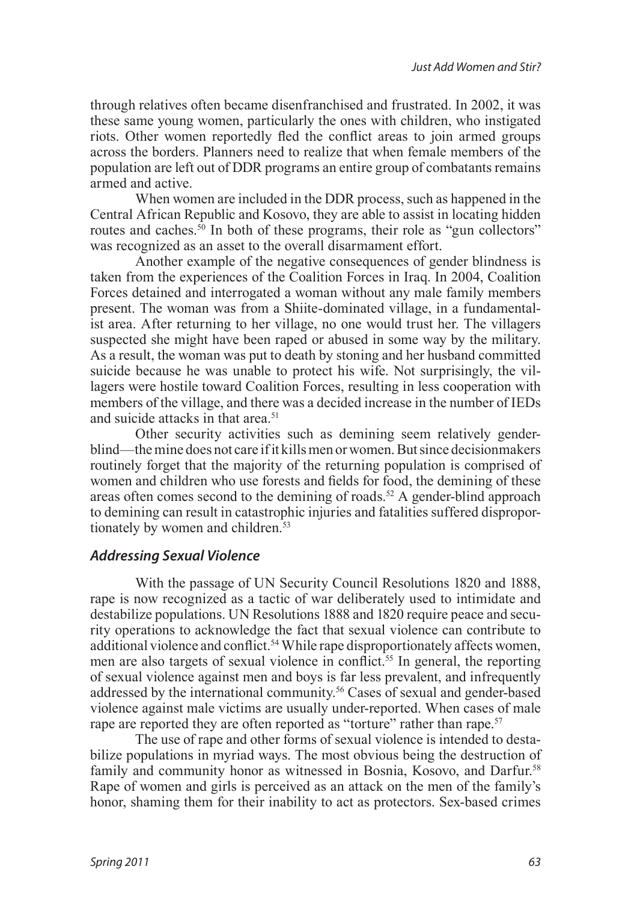through relatives often became disenfranchised and frustrated. In 2002, it was these same young women, particularly the ones with children, who instigated riots. Other women reportedly fled the conflict areas to join armed groups across the borders. Planners need to realize that when female members of the population are left out of DDR programs an entire group of combatants remains armed and active.

When women are included in the DDR process, such as happened in the Central African Republic and Kosovo, they are able to assist in locating hidden routes and caches.[50] In both of these programs, their role as "gun collectors" was recognized as an asset to the overall disarmament effort.

Another example of the negative consequences of gender blindness is taken from the experiences of the Coalition Forces in Iraq. In 2004, Coalition Forces detained and interrogated a woman without any male family members present. The woman was from a Shiite-dominated village, in a fundamentalist area. After returning to her village, no one would trust her. The villagers suspected she might have been raped or abused in some way by the military. As a result, the woman was put to death by stoning and her husband committed suicide because he was unable to protect his wife. Not surprisingly, the villagers were hostile toward Coalition Forces, resulting in less cooperation with members of the village, and there was a decided increase in the number of IEDs and suicide attacks in that area.[51]

Other security activities such as demining seem relatively gender-blind—the mine does not care if it kills men or women. But since decisionmakers routinely forget that the majority of the returning population is comprised of women and children who use forests and fields for food, the demining of these areas often comes second to the demining of roads.[52] A gender-blind approach to demining can result in catastrophic injuries and fatalities suffered disproportionately by women and children.[53]

### *Addressing Sexual Violence*

With the passage of UN Security Council Resolutions 1820 and 1888, rape is now recognized as a tactic of war deliberately used to intimidate and destabilize populations. UN Resolutions 1888 and 1820 require peace and security operations to acknowledge the fact that sexual violence can contribute to additional violence and conflict.[54] While rape disproportionately affects women, men are also targets of sexual violence in conflict.[55] In general, the reporting of sexual violence against men and boys is far less prevalent, and infrequently addressed by the international community.[56] Cases of sexual and gender-based violence against male victims are usually under-reported. When cases of male rape are reported they are often reported as "torture" rather than rape.[57]

The use of rape and other forms of sexual violence is intended to destabilize populations in myriad ways. The most obvious being the destruction of family and community honor as witnessed in Bosnia, Kosovo, and Darfur.[58] Rape of women and girls is perceived as an attack on the men of the family's honor, shaming them for their inability to act as protectors. Sex-based crimes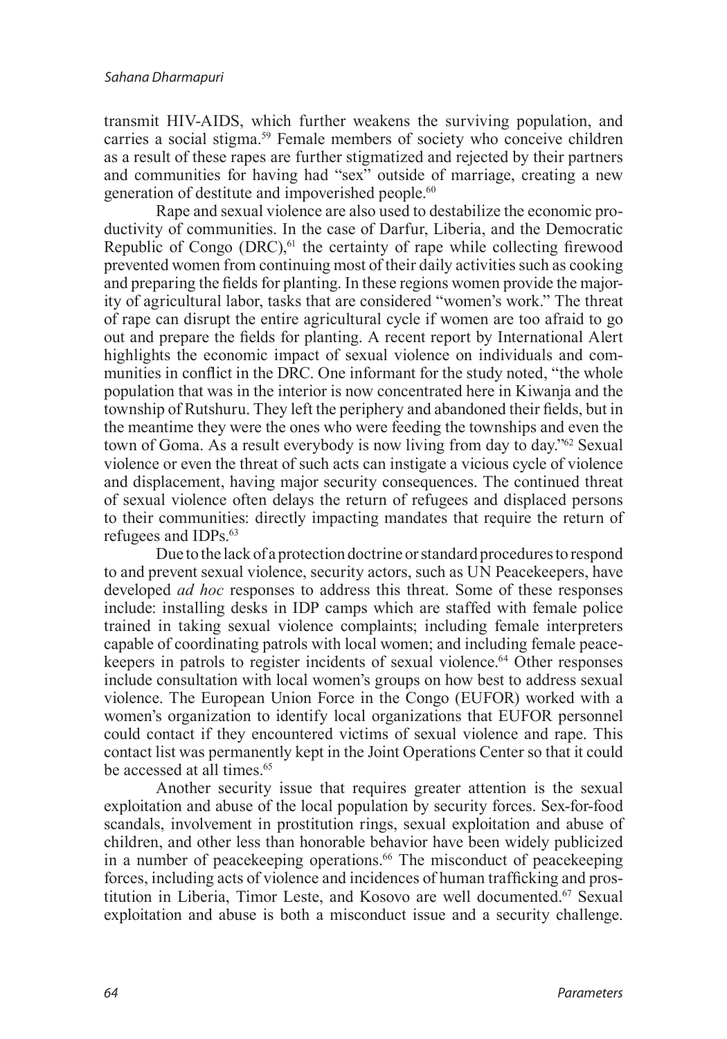transmit HIV-AIDS, which further weakens the surviving population, and carries a social stigma.[59] Female members of society who conceive children as a result of these rapes are further stigmatized and rejected by their partners and communities for having had "sex" outside of marriage, creating a new generation of destitute and impoverished people.[60]

Rape and sexual violence are also used to destabilize the economic productivity of communities. In the case of Darfur, Liberia, and the Democratic Republic of Congo (DRC),[61] the certainty of rape while collecting firewood prevented women from continuing most of their daily activities such as cooking and preparing the fields for planting. In these regions women provide the majority of agricultural labor, tasks that are considered "women's work." The threat of rape can disrupt the entire agricultural cycle if women are too afraid to go out and prepare the fields for planting. A recent report by International Alert highlights the economic impact of sexual violence on individuals and communities in conflict in the DRC. One informant for the study noted, "the whole population that was in the interior is now concentrated here in Kiwanja and the township of Rutshuru. They left the periphery and abandoned their fields, but in the meantime they were the ones who were feeding the townships and even the town of Goma. As a result everybody is now living from day to day."[62] Sexual violence or even the threat of such acts can instigate a vicious cycle of violence and displacement, having major security consequences. The continued threat of sexual violence often delays the return of refugees and displaced persons to their communities: directly impacting mandates that require the return of refugees and IDPs.[63]

Due to the lack of a protection doctrine or standard procedures to respond to and prevent sexual violence, security actors, such as UN Peacekeepers, have developed *ad hoc* responses to address this threat. Some of these responses include: installing desks in IDP camps which are staffed with female police trained in taking sexual violence complaints; including female interpreters capable of coordinating patrols with local women; and including female peacekeepers in patrols to register incidents of sexual violence.[64] Other responses include consultation with local women's groups on how best to address sexual violence. The European Union Force in the Congo (EUFOR) worked with a women's organization to identify local organizations that EUFOR personnel could contact if they encountered victims of sexual violence and rape. This contact list was permanently kept in the Joint Operations Center so that it could be accessed at all times.[65]

Another security issue that requires greater attention is the sexual exploitation and abuse of the local population by security forces. Sex-for-food scandals, involvement in prostitution rings, sexual exploitation and abuse of children, and other less than honorable behavior have been widely publicized in a number of peacekeeping operations.[66] The misconduct of peacekeeping forces, including acts of violence and incidences of human trafficking and prostitution in Liberia, Timor Leste, and Kosovo are well documented.[67] Sexual exploitation and abuse is both a misconduct issue and a security challenge.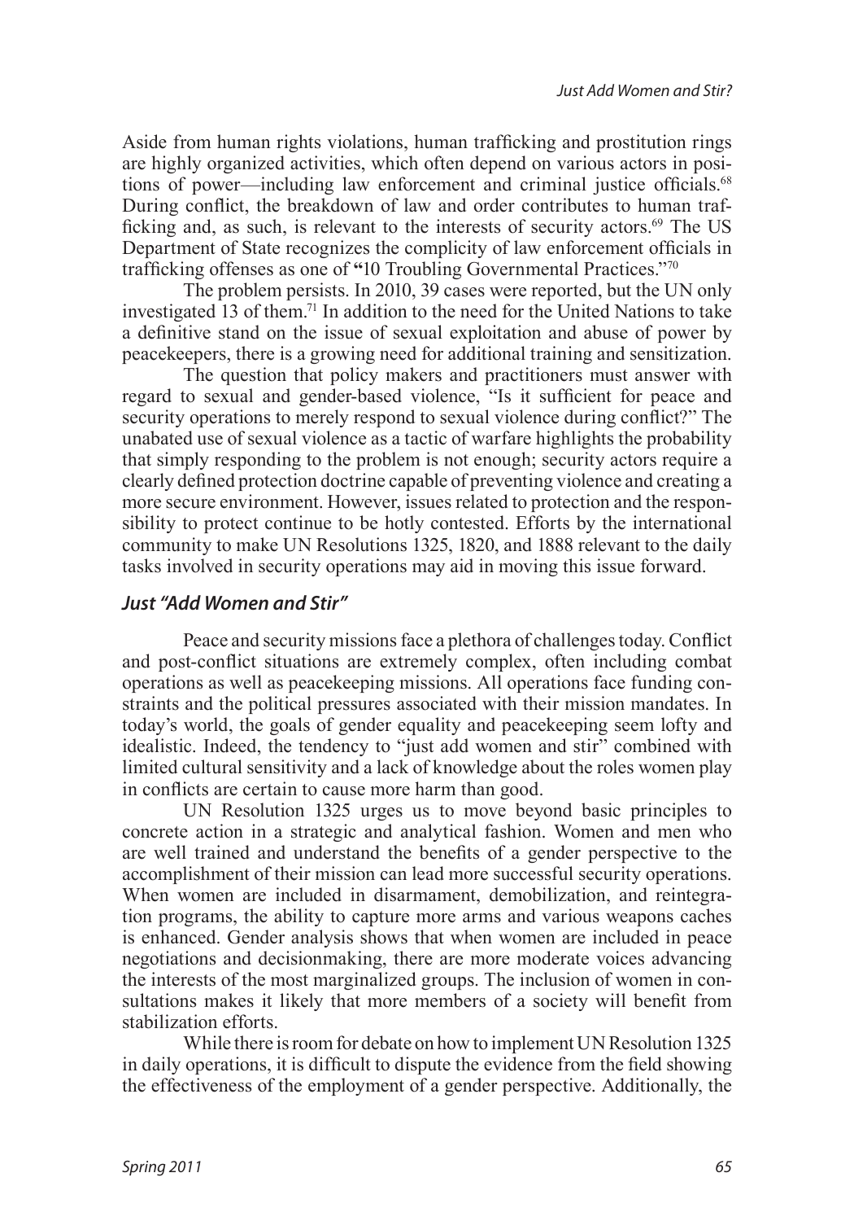Aside from human rights violations, human trafficking and prostitution rings are highly organized activities, which often depend on various actors in positions of power—including law enforcement and criminal justice officials.[68] During conflict, the breakdown of law and order contributes to human trafficking and, as such, is relevant to the interests of security actors.[69] The US Department of State recognizes the complicity of law enforcement officials in trafficking offenses as one of **"**10 Troubling Governmental Practices."[70]

The problem persists. In 2010, 39 cases were reported, but the UN only investigated 13 of them.[71] In addition to the need for the United Nations to take a definitive stand on the issue of sexual exploitation and abuse of power by peacekeepers, there is a growing need for additional training and sensitization.

The question that policy makers and practitioners must answer with regard to sexual and gender-based violence, "Is it sufficient for peace and security operations to merely respond to sexual violence during conflict?" The unabated use of sexual violence as a tactic of warfare highlights the probability that simply responding to the problem is not enough; security actors require a clearly defined protection doctrine capable of preventing violence and creating a more secure environment. However, issues related to protection and the responsibility to protect continue to be hotly contested. Efforts by the international community to make UN Resolutions 1325, 1820, and 1888 relevant to the daily tasks involved in security operations may aid in moving this issue forward.

### *Just "Add Women and Stir"*

Peace and security missions face a plethora of challenges today. Conflict and post-conflict situations are extremely complex, often including combat operations as well as peacekeeping missions. All operations face funding constraints and the political pressures associated with their mission mandates. In today's world, the goals of gender equality and peacekeeping seem lofty and idealistic. Indeed, the tendency to "just add women and stir" combined with limited cultural sensitivity and a lack of knowledge about the roles women play in conflicts are certain to cause more harm than good.

UN Resolution 1325 urges us to move beyond basic principles to concrete action in a strategic and analytical fashion. Women and men who are well trained and understand the benefits of a gender perspective to the accomplishment of their mission can lead more successful security operations. When women are included in disarmament, demobilization, and reintegration programs, the ability to capture more arms and various weapons caches is enhanced. Gender analysis shows that when women are included in peace negotiations and decisionmaking, there are more moderate voices advancing the interests of the most marginalized groups. The inclusion of women in consultations makes it likely that more members of a society will benefit from stabilization efforts.

While there is room for debate on how to implement UN Resolution 1325 in daily operations, it is difficult to dispute the evidence from the field showing the effectiveness of the employment of a gender perspective. Additionally, the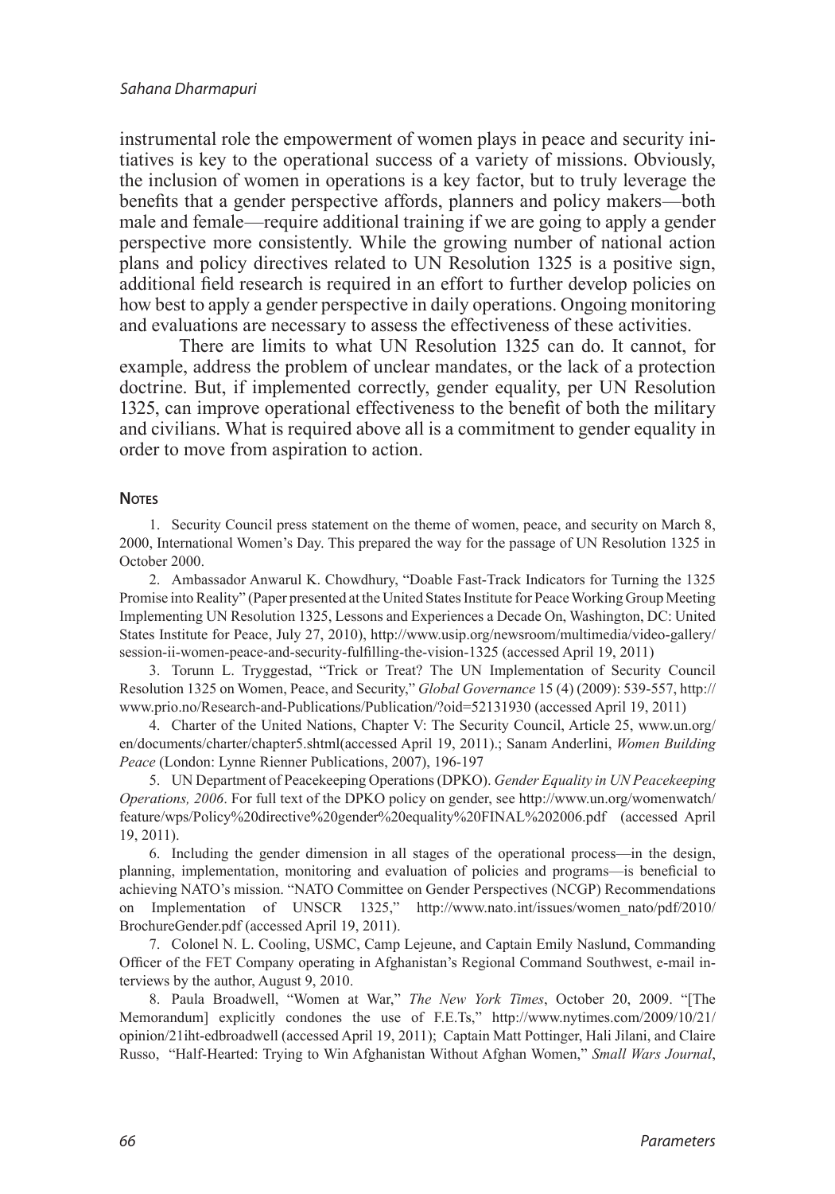instrumental role the empowerment of women plays in peace and security initiatives is key to the operational success of a variety of missions. Obviously, the inclusion of women in operations is a key factor, but to truly leverage the benefits that a gender perspective affords, planners and policy makers—both male and female—require additional training if we are going to apply a gender perspective more consistently. While the growing number of national action plans and policy directives related to UN Resolution 1325 is a positive sign, additional field research is required in an effort to further develop policies on how best to apply a gender perspective in daily operations. Ongoing monitoring and evaluations are necessary to assess the effectiveness of these activities.

There are limits to what UN Resolution 1325 can do. It cannot, for example, address the problem of unclear mandates, or the lack of a protection doctrine. But, if implemented correctly, gender equality, per UN Resolution 1325, can improve operational effectiveness to the benefit of both the military and civilians. What is required above all is a commitment to gender equality in order to move from aspiration to action.

## Notes

1. Security Council press statement on the theme of women, peace, and security on March 8, 2000, International Women's Day. This prepared the way for the passage of UN Resolution 1325 in October 2000.

2. Ambassador Anwarul K. Chowdhury, "Doable Fast-Track Indicators for Turning the 1325 Promise into Reality" (Paper presented at the United States Institute for Peace Working Group Meeting Implementing UN Resolution 1325, Lessons and Experiences a Decade On, Washington, DC: United States Institute for Peace, July 27, 2010), http://www.usip.org/newsroom/multimedia/video-gallery/session-ii-women-peace-and-security-fulfilling-the-vision-1325 (accessed April 19, 2011)

3. Torunn L. Tryggestad, "Trick or Treat? The UN Implementation of Security Council Resolution 1325 on Women, Peace, and Security," *Global Governance* 15 (4) (2009): 539-557, http://www.prio.no/Research-and-Publications/Publication/?oid=52131930 (accessed April 19, 2011)

4. Charter of the United Nations, Chapter V: The Security Council, Article 25, www.un.org/en/documents/charter/chapter5.shtml(accessed April 19, 2011).; Sanam Anderlini, *Women Building Peace* (London: Lynne Rienner Publications, 2007), 196-197

5. UN Department of Peacekeeping Operations (DPKO). *Gender Equality in UN Peacekeeping Operations, 2006*. For full text of the DPKO policy on gender, see http://www.un.org/womenwatch/feature/wps/Policy%20directive%20gender%20equality%20FINAL%202006.pdf (accessed April 19, 2011).

6. Including the gender dimension in all stages of the operational process—in the design, planning, implementation, monitoring and evaluation of policies and programs—is beneficial to achieving NATO's mission. "NATO Committee on Gender Perspectives (NCGP) Recommendations on Implementation of UNSCR 1325," http://www.nato.int/issues/women_nato/pdf/2010/BrochureGender.pdf (accessed April 19, 2011).

7. Colonel N. L. Cooling, USMC, Camp Lejeune, and Captain Emily Naslund, Commanding Officer of the FET Company operating in Afghanistan's Regional Command Southwest, e-mail interviews by the author, August 9, 2010.

8. Paula Broadwell, "Women at War," *The New York Times*, October 20, 2009. "[The Memorandum] explicitly condones the use of F.E.Ts," http://www.nytimes.com/2009/10/21/opinion/21iht-edbroadwell (accessed April 19, 2011); Captain Matt Pottinger, Hali Jilani, and Claire Russo, "Half-Hearted: Trying to Win Afghanistan Without Afghan Women," *Small Wars Journal*,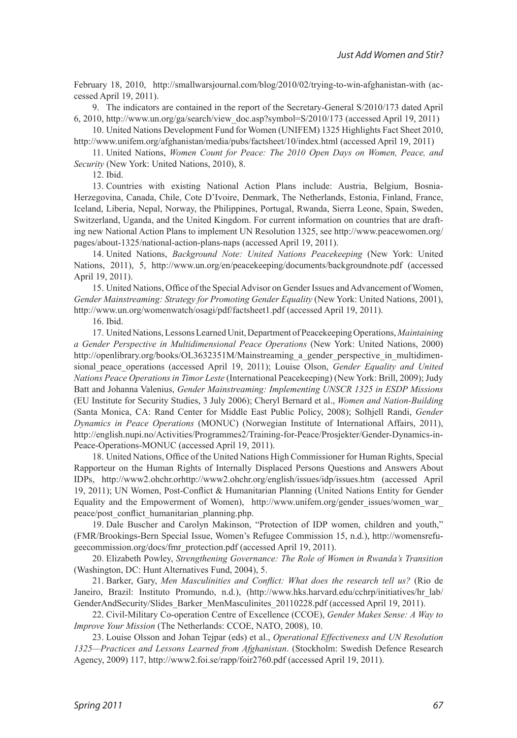February 18, 2010, http://smallwarsjournal.com/blog/2010/02/trying-to-win-afghanistan-with (accessed April 19, 2011).

9. The indicators are contained in the report of the Secretary-General S/2010/173 dated April 6, 2010, http://www.un.org/ga/search/view_doc.asp?symbol=S/2010/173 (accessed April 19, 2011)

10. United Nations Development Fund for Women (UNIFEM) 1325 Highlights Fact Sheet 2010, http://www.unifem.org/afghanistan/media/pubs/factsheet/10/index.html (accessed April 19, 2011)

11. United Nations, *Women Count for Peace: The 2010 Open Days on Women, Peace, and Security* (New York: United Nations, 2010), 8.

12. Ibid.

13. Countries with existing National Action Plans include: Austria, Belgium, Bosnia-Herzegovina, Canada, Chile, Cote D'Ivoire, Denmark, The Netherlands, Estonia, Finland, France, Iceland, Liberia, Nepal, Norway, the Philippines, Portugal, Rwanda, Sierra Leone, Spain, Sweden, Switzerland, Uganda, and the United Kingdom. For current information on countries that are drafting new National Action Plans to implement UN Resolution 1325, see http://www.peacewomen.org/pages/about-1325/national-action-plans-naps (accessed April 19, 2011).

14. United Nations, *Background Note: United Nations Peacekeeping* (New York: United Nations, 2011), 5, http://www.un.org/en/peacekeeping/documents/backgroundnote.pdf (accessed April 19, 2011).

15. United Nations, Office of the Special Advisor on Gender Issues and Advancement of Women, *Gender Mainstreaming: Strategy for Promoting Gender Equality* (New York: United Nations, 2001), http://www.un.org/womenwatch/osagi/pdf/factsheet1.pdf (accessed April 19, 2011).

16. Ibid.

17. United Nations, Lessons Learned Unit, Department of Peacekeeping Operations, *Maintaining a Gender Perspective in Multidimensional Peace Operations* (New York: United Nations, 2000) http://openlibrary.org/books/OL3632351M/Mainstreaming_a_gender_perspective_in_multidimensional_peace_operations (accessed April 19, 2011); Louise Olson, *Gender Equality and United Nations Peace Operations in Timor Leste* (International Peacekeeping) (New York: Brill, 2009); Judy Batt and Johanna Valenius, *Gender Mainstreaming: Implementing UNSCR 1325 in ESDP Missions* (EU Institute for Security Studies, 3 July 2006); Cheryl Bernard et al., *Women and Nation-Building* (Santa Monica, CA: Rand Center for Middle East Public Policy, 2008); Solhjell Randi, *Gender Dynamics in Peace Operations* (MONUC) (Norwegian Institute of International Affairs, 2011), http://english.nupi.no/Activities/Programmes2/Training-for-Peace/Prosjekter/Gender-Dynamics-in-Peace-Operations-MONUC (accessed April 19, 2011).

18. United Nations, Office of the United Nations High Commissioner for Human Rights, Special Rapporteur on the Human Rights of Internally Displaced Persons Questions and Answers About IDPs, http://www2.ohchr.orhttp://www2.ohchr.org/english/issues/idp/issues.htm (accessed April 19, 2011); UN Women, Post-Conflict & Humanitarian Planning (United Nations Entity for Gender Equality and the Empowerment of Women), http://www.unifem.org/gender_issues/women_war_peace/post_conflict_humanitarian_planning.php.

19. Dale Buscher and Carolyn Makinson, "Protection of IDP women, children and youth," (FMR/Brookings-Bern Special Issue, Women's Refugee Commission 15, n.d.), http://womensrefugeecommission.org/docs/fmr_protection.pdf (accessed April 19, 2011).

20. Elizabeth Powley, *Strengthening Governance: The Role of Women in Rwanda's Transition* (Washington, DC: Hunt Alternatives Fund, 2004), 5.

21. Barker, Gary, *Men Masculinities and Conflict: What does the research tell us?* (Rio de Janeiro, Brazil: Instituto Promundo, n.d.), (http://www.hks.harvard.edu/cchrp/initiatives/hr_lab/GenderAndSecurity/Slides_Barker_MenMasculinites_20110228.pdf (accessed April 19, 2011).

22. Civil-Military Co-operation Centre of Excellence (CCOE), *Gender Makes Sense: A Way to Improve Your Mission* (The Netherlands: CCOE, NATO, 2008), 10.

23. Louise Olsson and Johan Tejpar (eds) et al., *Operational Effectiveness and UN Resolution 1325—Practices and Lessons Learned from Afghanistan*. (Stockholm: Swedish Defence Research Agency, 2009) 117, http://www2.foi.se/rapp/foir2760.pdf (accessed April 19, 2011).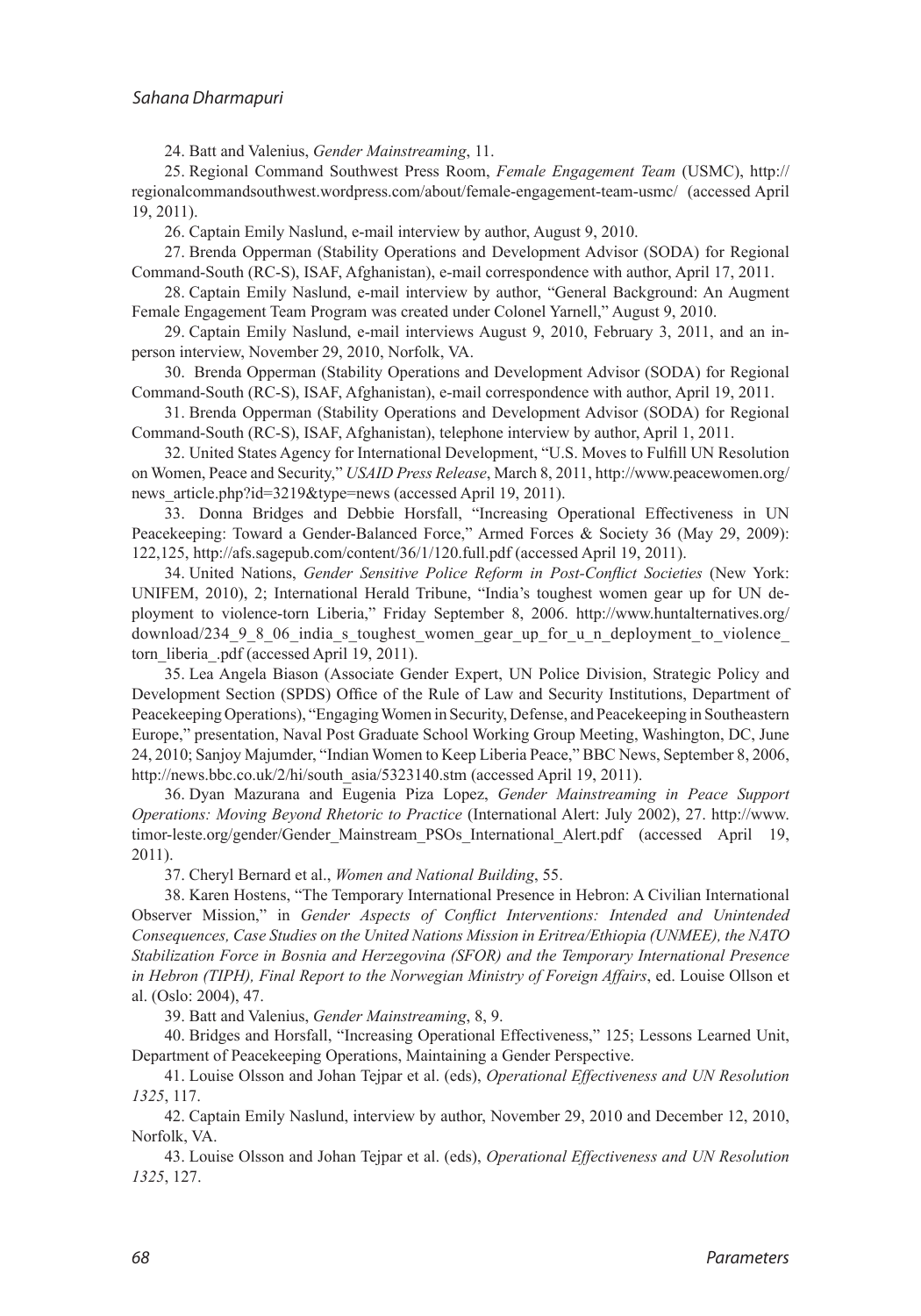24. Batt and Valenius, *Gender Mainstreaming*, 11.

25. Regional Command Southwest Press Room, *Female Engagement Team* (USMC), http://regionalcommandsouthwest.wordpress.com/about/female-engagement-team-usmc/ (accessed April 19, 2011).

26. Captain Emily Naslund, e-mail interview by author, August 9, 2010.

27. Brenda Opperman (Stability Operations and Development Advisor (SODA) for Regional Command-South (RC-S), ISAF, Afghanistan), e-mail correspondence with author, April 17, 2011.

28. Captain Emily Naslund, e-mail interview by author, "General Background: An Augment Female Engagement Team Program was created under Colonel Yarnell," August 9, 2010.

29. Captain Emily Naslund, e-mail interviews August 9, 2010, February 3, 2011, and an in-person interview, November 29, 2010, Norfolk, VA.

30. Brenda Opperman (Stability Operations and Development Advisor (SODA) for Regional Command-South (RC-S), ISAF, Afghanistan), e-mail correspondence with author, April 19, 2011.

31. Brenda Opperman (Stability Operations and Development Advisor (SODA) for Regional Command-South (RC-S), ISAF, Afghanistan), telephone interview by author, April 1, 2011.

32. United States Agency for International Development, "U.S. Moves to Fulfill UN Resolution on Women, Peace and Security," *USAID Press Release*, March 8, 2011, http://www.peacewomen.org/news_article.php?id=3219&type=news (accessed April 19, 2011).

33. Donna Bridges and Debbie Horsfall, "Increasing Operational Effectiveness in UN Peacekeeping: Toward a Gender-Balanced Force," Armed Forces & Society 36 (May 29, 2009): 122,125, http://afs.sagepub.com/content/36/1/120.full.pdf (accessed April 19, 2011).

34. United Nations, *Gender Sensitive Police Reform in Post-Conflict Societies* (New York: UNIFEM, 2010), 2; International Herald Tribune, "India's toughest women gear up for UN deployment to violence-torn Liberia," Friday September 8, 2006. http://www.huntalternatives.org/download/234_9_8_06_india_s_toughest_women_gear_up_for_u_n_deployment_to_violence_torn_liberia_.pdf (accessed April 19, 2011).

35. Lea Angela Biason (Associate Gender Expert, UN Police Division, Strategic Policy and Development Section (SPDS) Office of the Rule of Law and Security Institutions, Department of Peacekeeping Operations), "Engaging Women in Security, Defense, and Peacekeeping in Southeastern Europe," presentation, Naval Post Graduate School Working Group Meeting, Washington, DC, June 24, 2010; Sanjoy Majumder, "Indian Women to Keep Liberia Peace," BBC News, September 8, 2006, http://news.bbc.co.uk/2/hi/south_asia/5323140.stm (accessed April 19, 2011).

36. Dyan Mazurana and Eugenia Piza Lopez, *Gender Mainstreaming in Peace Support Operations: Moving Beyond Rhetoric to Practice* (International Alert: July 2002), 27. http://www.timor-leste.org/gender/Gender_Mainstream_PSOs_International_Alert.pdf (accessed April 19, 2011).

37. Cheryl Bernard et al., *Women and National Building*, 55.

38. Karen Hostens, "The Temporary International Presence in Hebron: A Civilian International Observer Mission," in *Gender Aspects of Conflict Interventions: Intended and Unintended Consequences, Case Studies on the United Nations Mission in Eritrea/Ethiopia (UNMEE), the NATO Stabilization Force in Bosnia and Herzegovina (SFOR) and the Temporary International Presence in Hebron (TIPH), Final Report to the Norwegian Ministry of Foreign Affairs*, ed. Louise Ollson et al. (Oslo: 2004), 47.

39. Batt and Valenius, *Gender Mainstreaming*, 8, 9.

40. Bridges and Horsfall, "Increasing Operational Effectiveness," 125; Lessons Learned Unit, Department of Peacekeeping Operations, Maintaining a Gender Perspective.

41. Louise Olsson and Johan Tejpar et al. (eds), *Operational Effectiveness and UN Resolution 1325*, 117.

42. Captain Emily Naslund, interview by author, November 29, 2010 and December 12, 2010, Norfolk, VA.

43. Louise Olsson and Johan Tejpar et al. (eds), *Operational Effectiveness and UN Resolution 1325*, 127.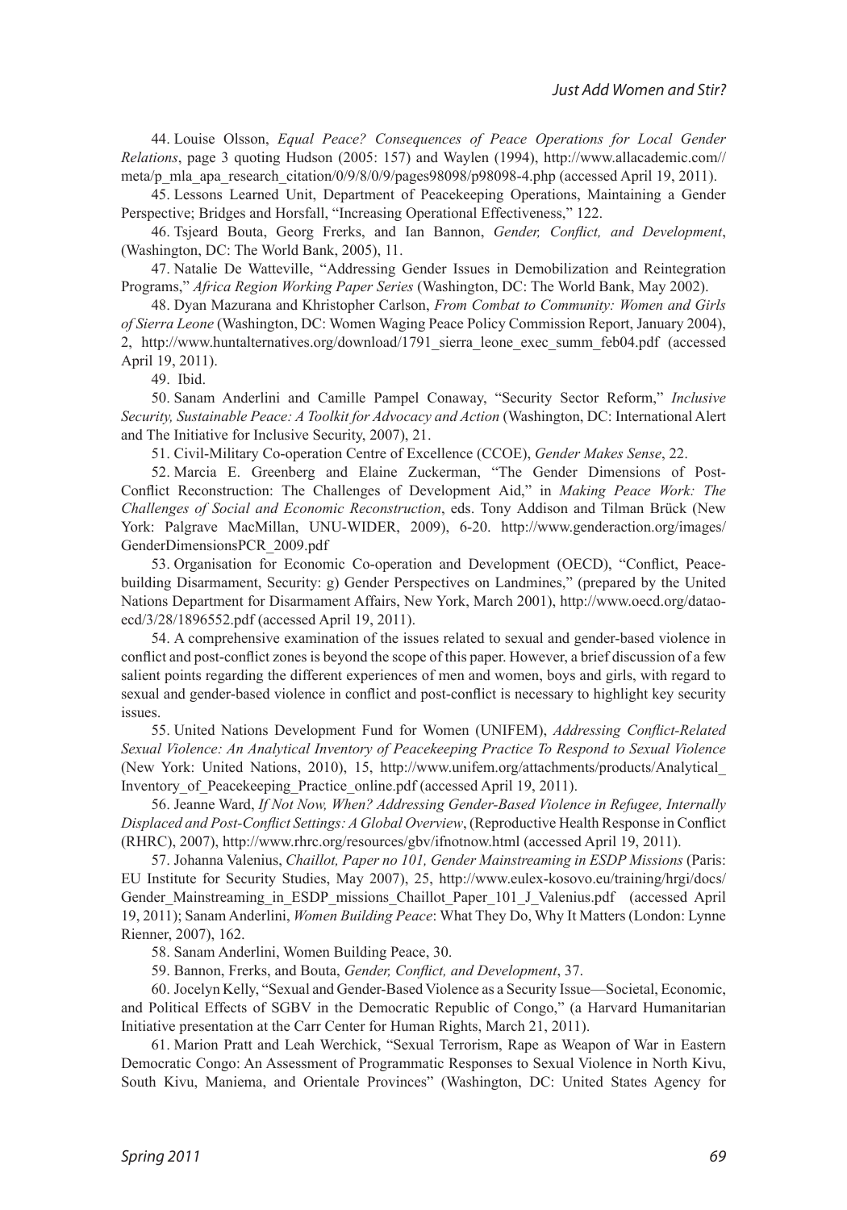44. Louise Olsson, *Equal Peace? Consequences of Peace Operations for Local Gender Relations*, page 3 quoting Hudson (2005: 157) and Waylen (1994), http://www.allacademic.com//meta/p_mla_apa_research_citation/0/9/8/0/9/pages98098/p98098-4.php (accessed April 19, 2011).

45. Lessons Learned Unit, Department of Peacekeeping Operations, Maintaining a Gender Perspective; Bridges and Horsfall, "Increasing Operational Effectiveness," 122.

46. Tsjeard Bouta, Georg Frerks, and Ian Bannon, *Gender, Conflict, and Development*, (Washington, DC: The World Bank, 2005), 11.

47. Natalie De Watteville, "Addressing Gender Issues in Demobilization and Reintegration Programs," *Africa Region Working Paper Series* (Washington, DC: The World Bank, May 2002).

48. Dyan Mazurana and Khristopher Carlson, *From Combat to Community: Women and Girls of Sierra Leone* (Washington, DC: Women Waging Peace Policy Commission Report, January 2004), 2, http://www.huntalternatives.org/download/1791_sierra_leone_exec_summ_feb04.pdf (accessed April 19, 2011).

49. Ibid.

50. Sanam Anderlini and Camille Pampel Conaway, "Security Sector Reform," *Inclusive Security, Sustainable Peace: A Toolkit for Advocacy and Action* (Washington, DC: International Alert and The Initiative for Inclusive Security, 2007), 21.

51. Civil-Military Co-operation Centre of Excellence (CCOE), *Gender Makes Sense*, 22.

52. Marcia E. Greenberg and Elaine Zuckerman, "The Gender Dimensions of Post-Conflict Reconstruction: The Challenges of Development Aid," in *Making Peace Work: The Challenges of Social and Economic Reconstruction*, eds. Tony Addison and Tilman Brück (New York: Palgrave MacMillan, UNU-WIDER, 2009), 6-20. http://www.genderaction.org/images/GenderDimensionsPCR_2009.pdf

53. Organisation for Economic Co-operation and Development (OECD), "Conflict, Peace-building Disarmament, Security: g) Gender Perspectives on Landmines," (prepared by the United Nations Department for Disarmament Affairs, New York, March 2001), http://www.oecd.org/dataoecd/3/28/1896552.pdf (accessed April 19, 2011).

54. A comprehensive examination of the issues related to sexual and gender-based violence in conflict and post-conflict zones is beyond the scope of this paper. However, a brief discussion of a few salient points regarding the different experiences of men and women, boys and girls, with regard to sexual and gender-based violence in conflict and post-conflict is necessary to highlight key security issues.

55. United Nations Development Fund for Women (UNIFEM), *Addressing Conflict-Related Sexual Violence: An Analytical Inventory of Peacekeeping Practice To Respond to Sexual Violence* (New York: United Nations, 2010), 15, http://www.unifem.org/attachments/products/Analytical_Inventory_of_Peacekeeping_Practice_online.pdf (accessed April 19, 2011).

56. Jeanne Ward, *If Not Now, When? Addressing Gender-Based Violence in Refugee, Internally Displaced and Post-Conflict Settings: A Global Overview*, (Reproductive Health Response in Conflict (RHRC), 2007), http://www.rhrc.org/resources/gbv/ifnotnow.html (accessed April 19, 2011).

57. Johanna Valenius, *Chaillot, Paper no 101, Gender Mainstreaming in ESDP Missions* (Paris: EU Institute for Security Studies, May 2007), 25, http://www.eulex-kosovo.eu/training/hrgi/docs/Gender_Mainstreaming_in_ESDP_missions_Chaillot_Paper_101_J_Valenius.pdf (accessed April 19, 2011); Sanam Anderlini, *Women Building Peace*: What They Do, Why It Matters (London: Lynne Rienner, 2007), 162.

58. Sanam Anderlini, Women Building Peace, 30.

59. Bannon, Frerks, and Bouta, *Gender, Conflict, and Development*, 37.

60. Jocelyn Kelly, "Sexual and Gender-Based Violence as a Security Issue—Societal, Economic, and Political Effects of SGBV in the Democratic Republic of Congo," (a Harvard Humanitarian Initiative presentation at the Carr Center for Human Rights, March 21, 2011).

61. Marion Pratt and Leah Werchick, "Sexual Terrorism, Rape as Weapon of War in Eastern Democratic Congo: An Assessment of Programmatic Responses to Sexual Violence in North Kivu, South Kivu, Maniema, and Orientale Provinces" (Washington, DC: United States Agency for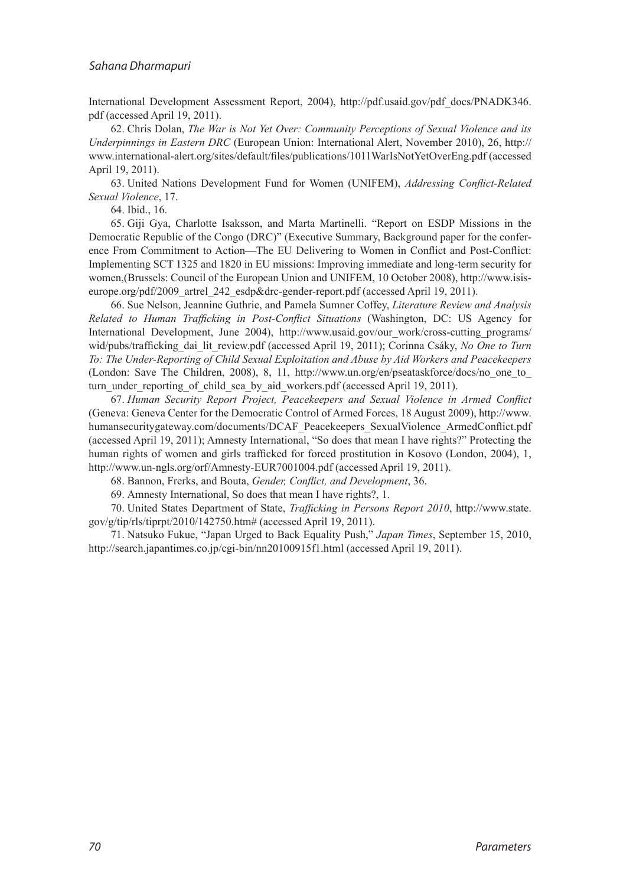International Development Assessment Report, 2004), http://pdf.usaid.gov/pdf_docs/PNADK346.pdf (accessed April 19, 2011).

62. Chris Dolan, *The War is Not Yet Over: Community Perceptions of Sexual Violence and its Underpinnings in Eastern DRC* (European Union: International Alert, November 2010), 26, http://www.international-alert.org/sites/default/files/publications/1011WarIsNotYetOverEng.pdf (accessed April 19, 2011).

63. United Nations Development Fund for Women (UNIFEM), *Addressing Conflict-Related Sexual Violence*, 17.

64. Ibid., 16.

65. Giji Gya, Charlotte Isaksson, and Marta Martinelli. "Report on ESDP Missions in the Democratic Republic of the Congo (DRC)" (Executive Summary, Background paper for the conference From Commitment to Action—The EU Delivering to Women in Conflict and Post-Conflict: Implementing SCT 1325 and 1820 in EU missions: Improving immediate and long-term security for women,(Brussels: Council of the European Union and UNIFEM, 10 October 2008), http://www.isis-europe.org/pdf/2009_artrel_242_esdp&drc-gender-report.pdf (accessed April 19, 2011).

66. Sue Nelson, Jeannine Guthrie, and Pamela Sumner Coffey, *Literature Review and Analysis Related to Human Trafficking in Post-Conflict Situations* (Washington, DC: US Agency for International Development, June 2004), http://www.usaid.gov/our_work/cross-cutting_programs/wid/pubs/trafficking_dai_lit_review.pdf (accessed April 19, 2011); Corinna Csáky, *No One to Turn To: The Under-Reporting of Child Sexual Exploitation and Abuse by Aid Workers and Peacekeepers* (London: Save The Children, 2008), 8, 11, http://www.un.org/en/pseataskforce/docs/no_one_to_turn_under_reporting_of_child_sea_by_aid_workers.pdf (accessed April 19, 2011).

67. *Human Security Report Project, Peacekeepers and Sexual Violence in Armed Conflict* (Geneva: Geneva Center for the Democratic Control of Armed Forces, 18 August 2009), http://www.humansecuritygateway.com/documents/DCAF_Peacekeepers_SexualViolence_ArmedConflict.pdf (accessed April 19, 2011); Amnesty International, "So does that mean I have rights?" Protecting the human rights of women and girls trafficked for forced prostitution in Kosovo (London, 2004), 1, http://www.un-ngls.org/orf/Amnesty-EUR7001004.pdf (accessed April 19, 2011).

68. Bannon, Frerks, and Bouta, *Gender, Conflict, and Development*, 36.

69. Amnesty International, So does that mean I have rights?, 1.

70. United States Department of State, *Trafficking in Persons Report 2010*, http://www.state.gov/g/tip/rls/tiprpt/2010/142750.htm# (accessed April 19, 2011).

71. Natsuko Fukue, "Japan Urged to Back Equality Push," *Japan Times*, September 15, 2010, http://search.japantimes.co.jp/cgi-bin/nn20100915f1.html (accessed April 19, 2011).